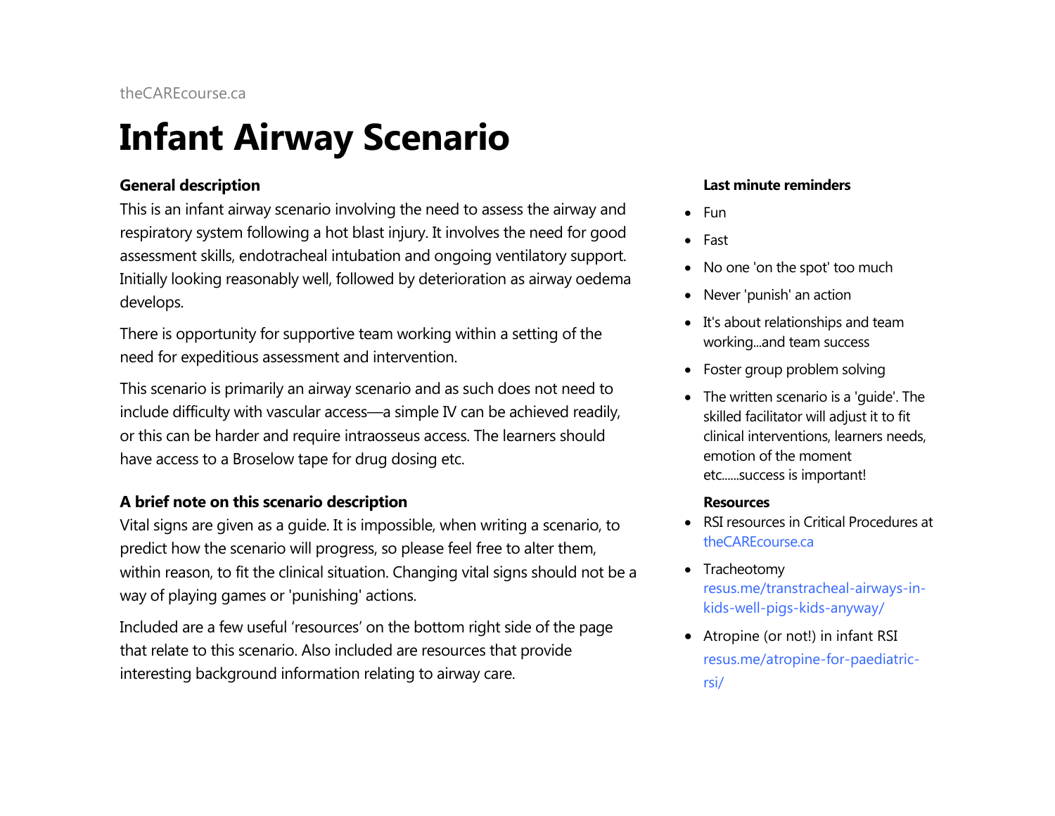theCAREcourse.ca

# Infant Airway Scenario

### General description

This is an infant airway scenario involving the need to assess the airway and respiratory system following a hot blast injury. It involves the need for good assessment skills, endotracheal intubation and ongoing ventilatory support. Initially looking reasonably well, followed by deterioration as airway oedema develops.

There is opportunity for supportive team working within a setting of the need for expeditious assessment and intervention.

This scenario is primarily an airway scenario and as such does not need to include difficulty with vascular access—a simple IV can be achieved readily, or this can be harder and require intraosseus access. The learners should have access to a Broselow tape for drug dosing etc.

### A brief note on this scenario description

Vital signs are given as a guide. It is impossible, when writing a scenario, to predict how the scenario will progress, so please feel free to alter them, within reason, to fit the clinical situation. Changing vital signs should not be a way of playing games or 'punishing' actions.

Included are a few useful 'resources' on the bottom right side of the page that relate to this scenario. Also included are resources that provide interesting background information relating to airway care.

### Last minute reminders

- Fun
- Fast
- No one 'on the spot' too much
- Never 'punish' an action
- It's about relationships and team working...and team success
- Foster group problem solving
- The written scenario is a 'guide'. The skilled facilitator will adjust it to fit clinical interventions, learners needs, emotion of the moment etc......success is important!

### Resources

- RSI resources in Critical Procedures at theCAREcourse.ca
- Tracheotomy resus.me/transtracheal-airways-in-kids-well-pigs-kids-anyway/
- Atropine (or not!) in infant RSI resus.me/atropine-for-paediatric-rsi/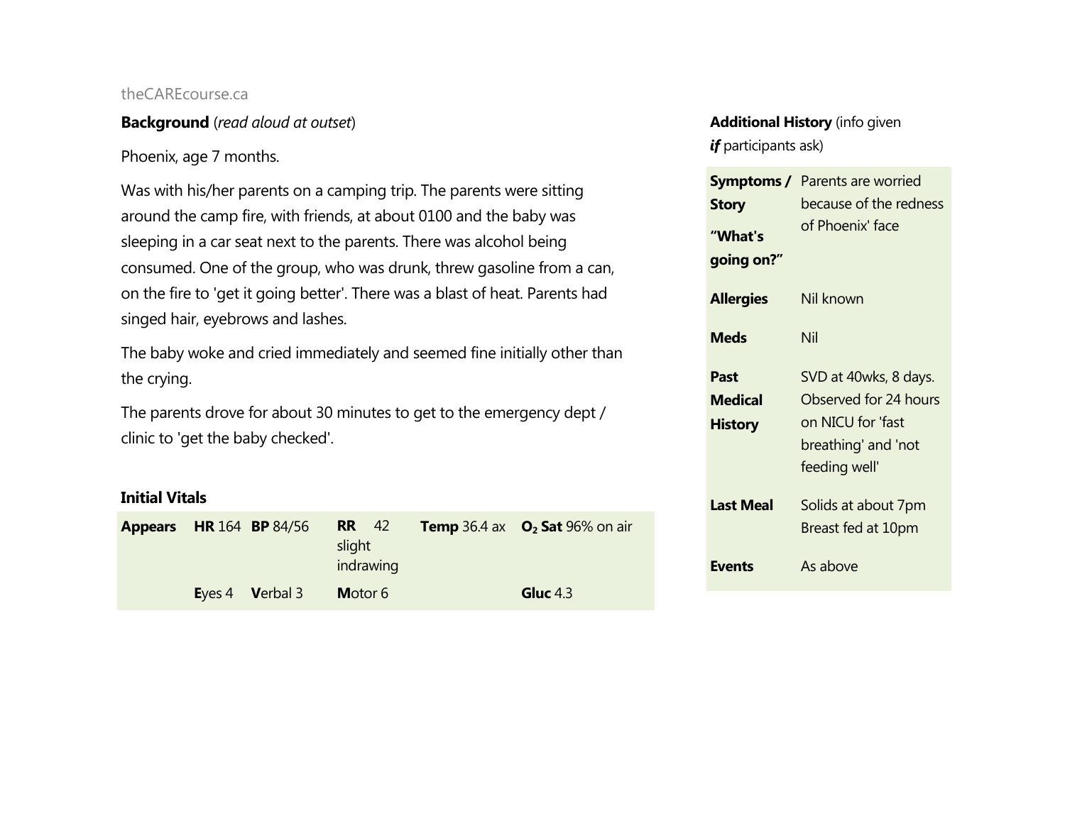theCAREcourse.ca

**Background** (*read aloud at outset*)

Phoenix, age 7 months.

Was with his/her parents on a camping trip. The parents were sitting around the camp fire, with friends, at about 0100 and the baby was sleeping in a car seat next to the parents. There was alcohol being consumed. One of the group, who was drunk, threw gasoline from a can, on the fire to 'get it going better'. There was a blast of heat. Parents had singed hair, eyebrows and lashes.

The baby woke and cried immediately and seemed fine initially other than the crying.

The parents drove for about 30 minutes to get to the emergency dept / clinic to 'get the baby checked'.

**Initial Vitals**

| **Appears** | **HR** 164 | **BP** 84/56 | **RR** 42 slight indrawing | **Temp** 36.4 ax | **$O_2$ Sat** 96% on air |
|---|---|---|---|---|---|
| | **E**yes 4 | **V**erbal 3 | **M**otor 6 | | **Gluc** 4.3 |

**Additional History** (info given ***if*** participants ask)

| | |
|---|---|
| **Symptoms / Story** **"What's going on?"** | Parents are worried because of the redness of Phoenix' face |
| **Allergies** | Nil known |
| **Meds** | Nil |
| **Past Medical History** | SVD at 40wks, 8 days. Observed for 24 hours on NICU for 'fast breathing' and 'not feeding well' |
| **Last Meal** | Solids at about 7pm Breast fed at 10pm |
| **Events** | As above |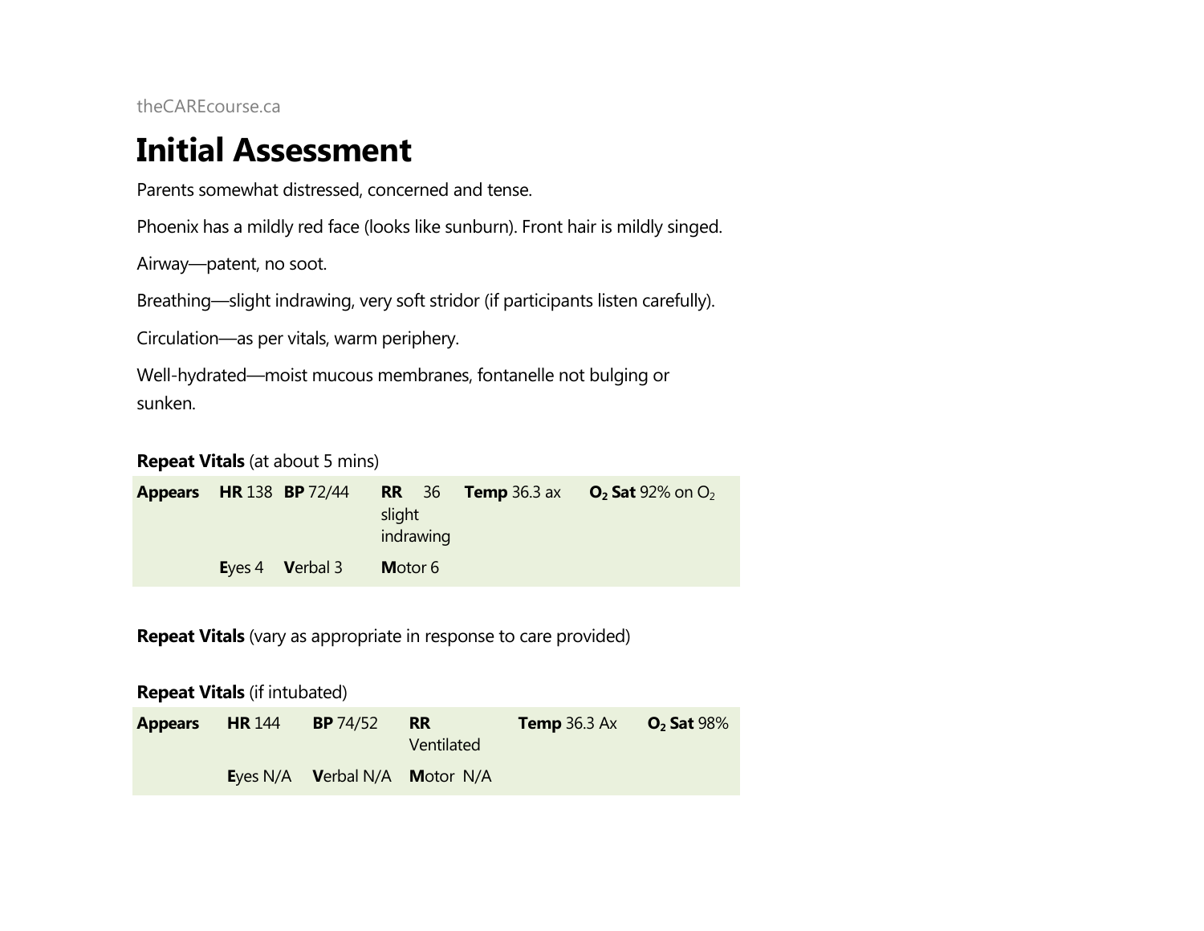# Initial Assessment

Parents somewhat distressed, concerned and tense.

Phoenix has a mildly red face (looks like sunburn). Front hair is mildly singed.

Airway—patent, no soot.

Breathing—slight indrawing, very soft stridor (if participants listen carefully).

Circulation—as per vitals, warm periphery.

Well-hydrated—moist mucous membranes, fontanelle not bulging or sunken.

**Repeat Vitals** (at about 5 mins)

| **Appears** | **HR** 138 | **BP** 72/44 | **RR** 36 slight indrawing | **Temp** 36.3 ax | **$O_2$ Sat** 92% on $O_2$ |
|---|---|---|---|---|---|
| | **E**yes 4 | **V**erbal 3 | **M**otor 6 | | |

**Repeat Vitals** (vary as appropriate in response to care provided)

**Repeat Vitals** (if intubated)

| **Appears** | **HR** 144 | **BP** 74/52 | **RR** Ventilated | **Temp** 36.3 Ax | **$O_2$ Sat** 98% |
|---|---|---|---|---|---|
| | **E**yes N/A | **V**erbal N/A | **M**otor N/A | | |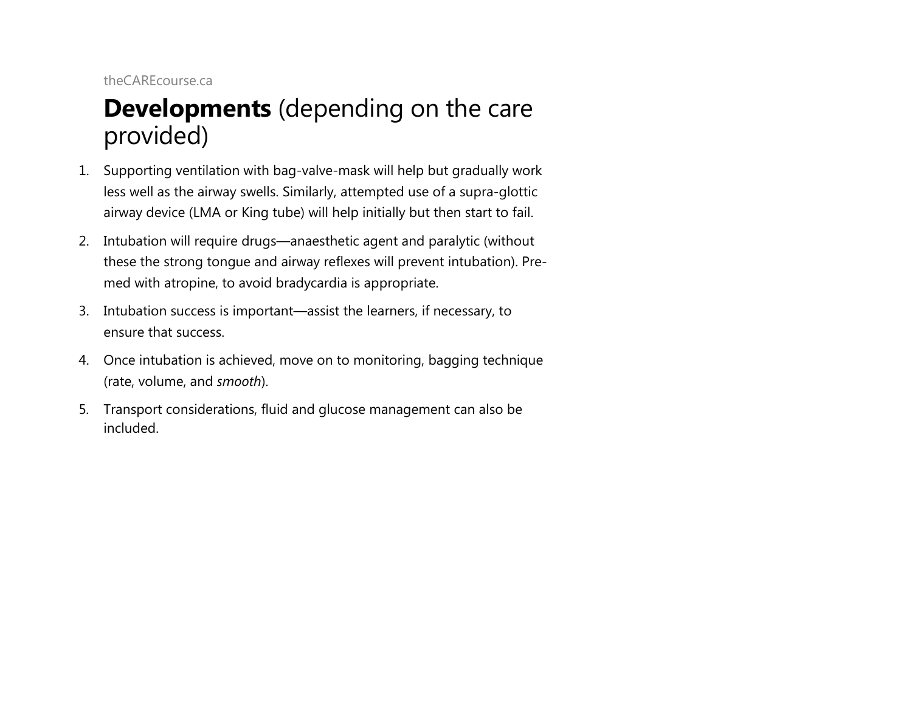## **Developments** (depending on the care provided)

1. Supporting ventilation with bag-valve-mask will help but gradually work less well as the airway swells. Similarly, attempted use of a supra-glottic airway device (LMA or King tube) will help initially but then start to fail.
2. Intubation will require drugs—anaesthetic agent and paralytic (without these the strong tongue and airway reflexes will prevent intubation). Pre-med with atropine, to avoid bradycardia is appropriate.
3. Intubation success is important—assist the learners, if necessary, to ensure that success.
4. Once intubation is achieved, move on to monitoring, bagging technique (rate, volume, and *smooth*).
5. Transport considerations, fluid and glucose management can also be included.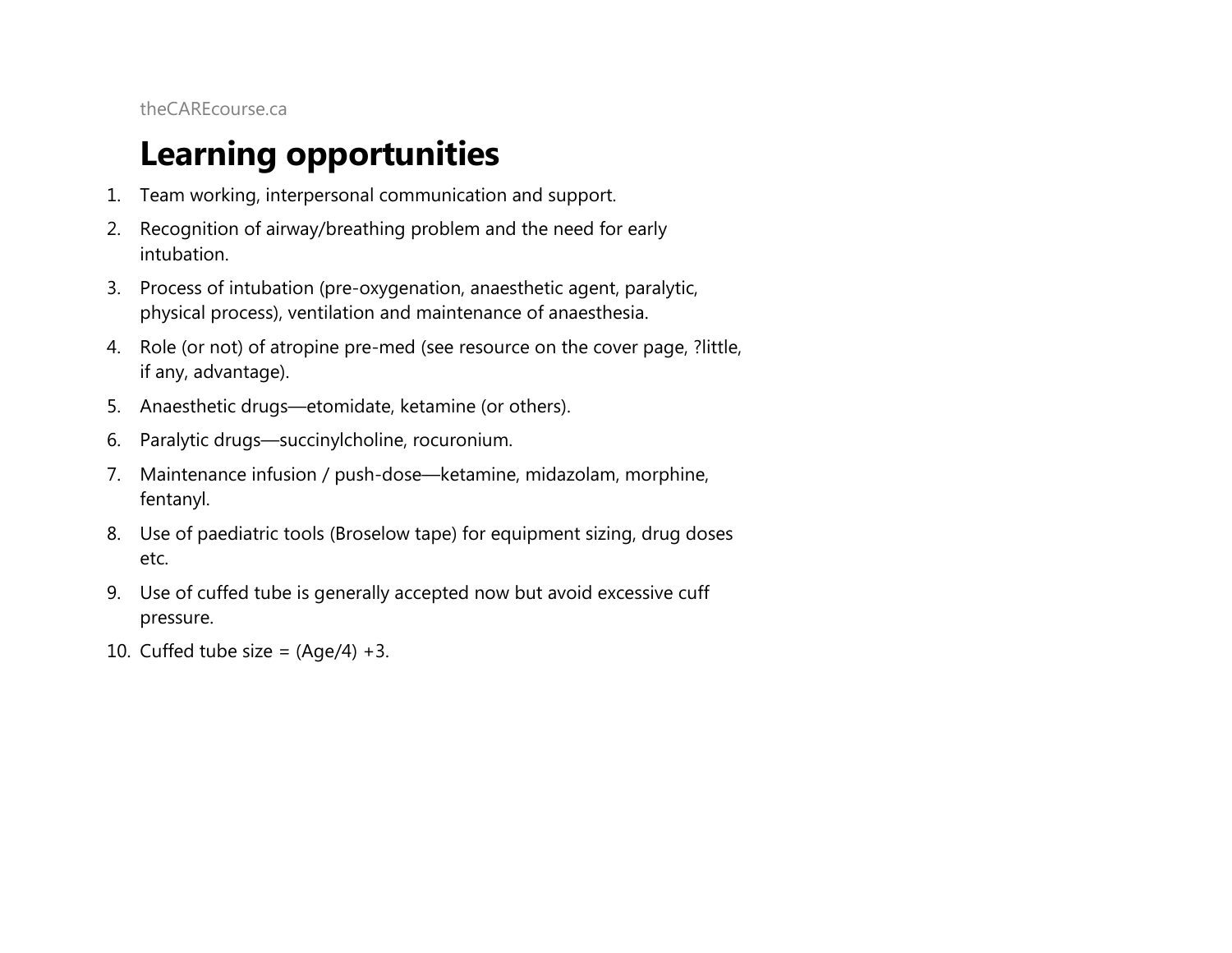# Learning opportunities

1. Team working, interpersonal communication and support.
2. Recognition of airway/breathing problem and the need for early intubation.
3. Process of intubation (pre-oxygenation, anaesthetic agent, paralytic, physical process), ventilation and maintenance of anaesthesia.
4. Role (or not) of atropine pre-med (see resource on the cover page, ?little, if any, advantage).
5. Anaesthetic drugs—etomidate, ketamine (or others).
6. Paralytic drugs—succinylcholine, rocuronium.
7. Maintenance infusion / push-dose—ketamine, midazolam, morphine, fentanyl.
8. Use of paediatric tools (Broselow tape) for equipment sizing, drug doses etc.
9. Use of cuffed tube is generally accepted now but avoid excessive cuff pressure.
10. Cuffed tube size = (Age/4) +3.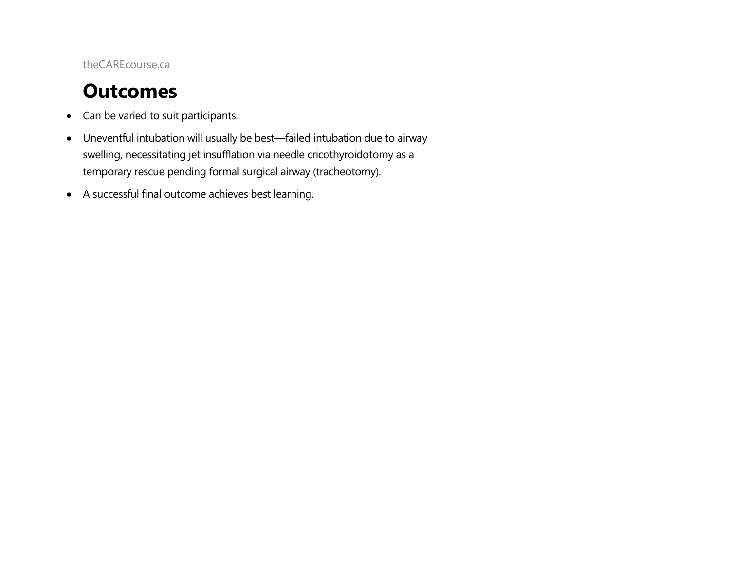## Outcomes

- Can be varied to suit participants.
- Uneventful intubation will usually be best—failed intubation due to airway swelling, necessitating jet insufflation via needle cricothyroidotomy as a temporary rescue pending formal surgical airway (tracheotomy).
- A successful final outcome achieves best learning.